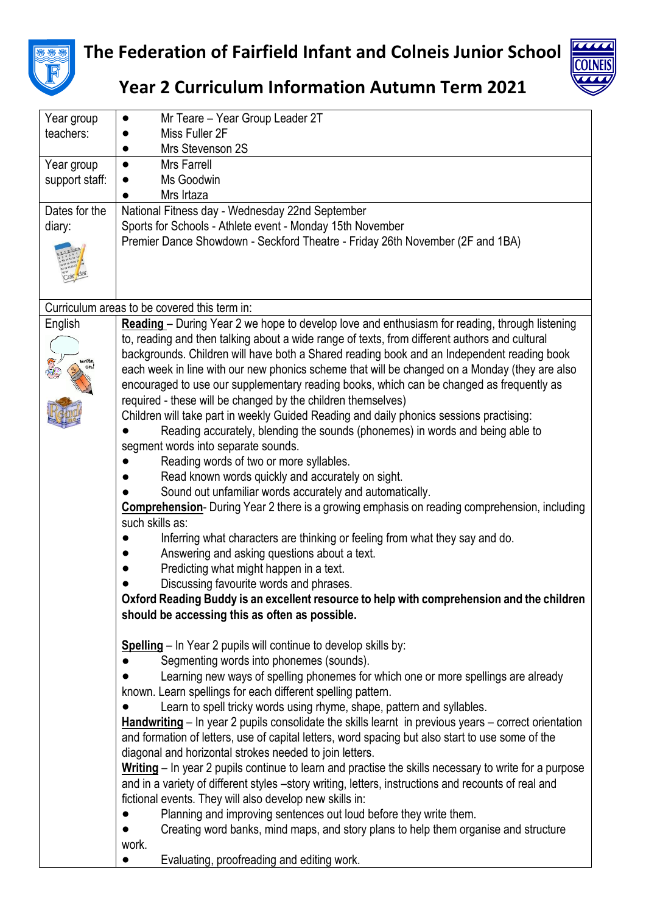# The Federation of Fairfield Infant and Colneis Junior School

## Year 2 Curriculum Information Autumn Term 2021

| | |
|---|---|
| Year group teachers: | • Mr Teare – Year Group Leader 2T<br>• Miss Fuller 2F<br>• Mrs Stevenson 2S |
| Year group support staff: | • Mrs Farrell<br>• Ms Goodwin<br>• Mrs Irtaza |
| Dates for the diary: | National Fitness day - Wednesday 22nd September<br>Sports for Schools - Athlete event - Monday 15th November<br>Premier Dance Showdown - Seckford Theatre - Friday 26th November (2F and 1BA) |
| Curriculum areas to be covered this term in: | |
| English | **Reading** – During Year 2 we hope to develop love and enthusiasm for reading, through listening to, reading and then talking about a wide range of texts, from different authors and cultural backgrounds. Children will have both a Shared reading book and an Independent reading book each week in line with our new phonics scheme that will be changed on a Monday (they are also encouraged to use our supplementary reading books, which can be changed as frequently as required - these will be changed by the children themselves)<br>Children will take part in weekly Guided Reading and daily phonics sessions practising:<br>• Reading accurately, blending the sounds (phonemes) in words and being able to segment words into separate sounds.<br>• Reading words of two or more syllables.<br>• Read known words quickly and accurately on sight.<br>• Sound out unfamiliar words accurately and automatically.<br>**Comprehension**- During Year 2 there is a growing emphasis on reading comprehension, including such skills as:<br>• Inferring what characters are thinking or feeling from what they say and do.<br>• Answering and asking questions about a text.<br>• Predicting what might happen in a text.<br>• Discussing favourite words and phrases.<br>**Oxford Reading Buddy is an excellent resource to help with comprehension and the children should be accessing this as often as possible.**<br><br>**Spelling** – In Year 2 pupils will continue to develop skills by:<br>• Segmenting words into phonemes (sounds).<br>• Learning new ways of spelling phonemes for which one or more spellings are already known. Learn spellings for each different spelling pattern.<br>• Learn to spell tricky words using rhyme, shape, pattern and syllables.<br>**Handwriting** – In year 2 pupils consolidate the skills learnt in previous years – correct orientation and formation of letters, use of capital letters, word spacing but also start to use some of the diagonal and horizontal strokes needed to join letters.<br>**Writing** – In year 2 pupils continue to learn and practise the skills necessary to write for a purpose and in a variety of different styles –story writing, letters, instructions and recounts of real and fictional events. They will also develop new skills in:<br>• Planning and improving sentences out loud before they write them.<br>• Creating word banks, mind maps, and story plans to help them organise and structure work.<br>• Evaluating, proofreading and editing work. |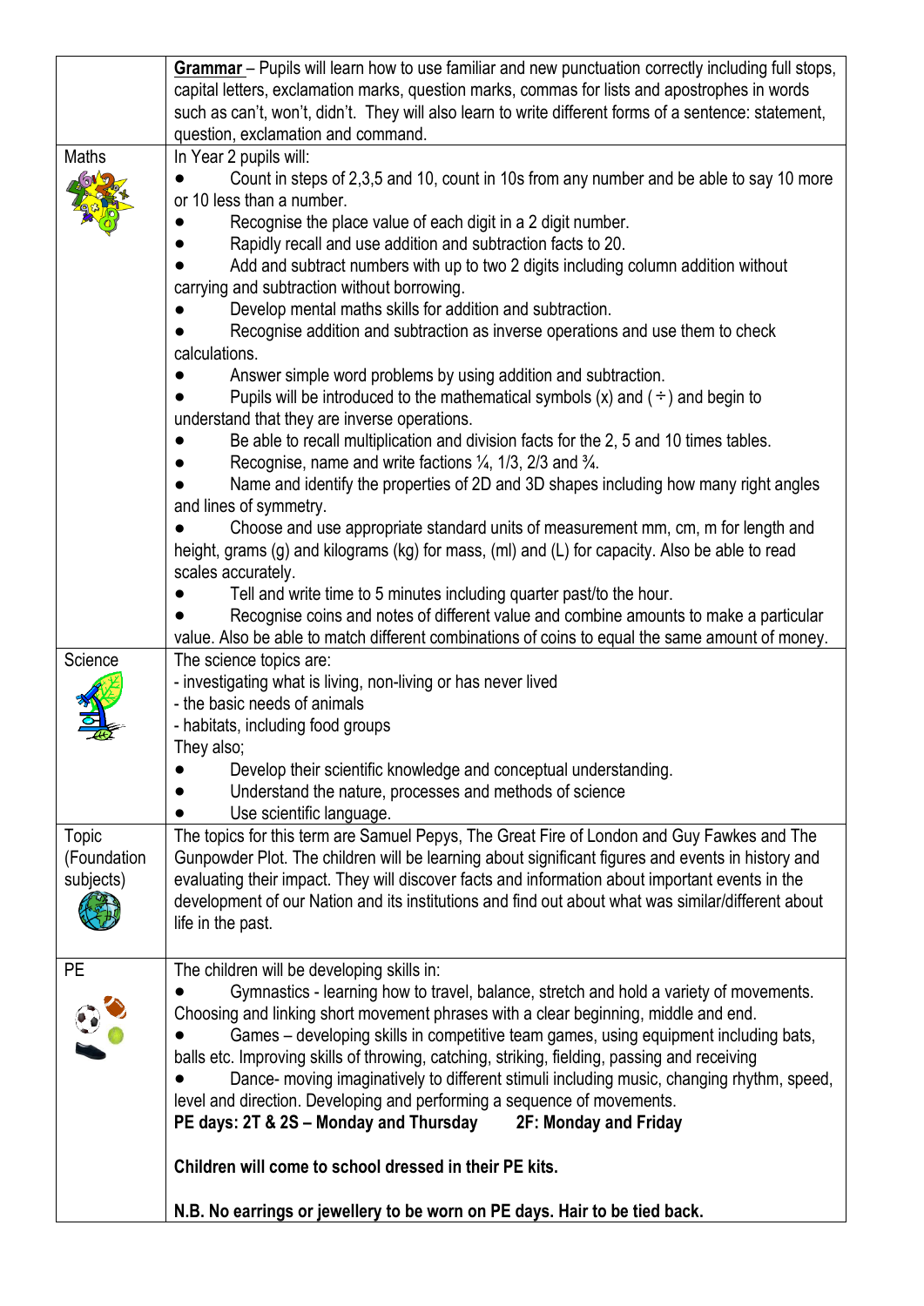| | |
|---|---|
| | **Grammar** – Pupils will learn how to use familiar and new punctuation correctly including full stops, capital letters, exclamation marks, question marks, commas for lists and apostrophes in words such as can't, won't, didn't. They will also learn to write different forms of a sentence: statement, question, exclamation and command. |
| Maths | In Year 2 pupils will:<br>● Count in steps of 2,3,5 and 10, count in 10s from any number and be able to say 10 more or 10 less than a number.<br>● Recognise the place value of each digit in a 2 digit number.<br>● Rapidly recall and use addition and subtraction facts to 20.<br>● Add and subtract numbers with up to two 2 digits including column addition without carrying and subtraction without borrowing.<br>● Develop mental maths skills for addition and subtraction.<br>● Recognise addition and subtraction as inverse operations and use them to check calculations.<br>● Answer simple word problems by using addition and subtraction.<br>● Pupils will be introduced to the mathematical symbols (x) and (÷) and begin to understand that they are inverse operations.<br>● Be able to recall multiplication and division facts for the 2, 5 and 10 times tables.<br>● Recognise, name and write factions ¼, 1/3, 2/3 and ¾.<br>● Name and identify the properties of 2D and 3D shapes including how many right angles and lines of symmetry.<br>● Choose and use appropriate standard units of measurement mm, cm, m for length and height, grams (g) and kilograms (kg) for mass, (ml) and (L) for capacity. Also be able to read scales accurately.<br>● Tell and write time to 5 minutes including quarter past/to the hour.<br>● Recognise coins and notes of different value and combine amounts to make a particular value. Also be able to match different combinations of coins to equal the same amount of money. |
| Science | The science topics are:<br>- investigating what is living, non-living or has never lived<br>- the basic needs of animals<br>- habitats, including food groups<br>They also;<br>● Develop their scientific knowledge and conceptual understanding.<br>● Understand the nature, processes and methods of science<br>● Use scientific language. |
| Topic (Foundation subjects) | The topics for this term are Samuel Pepys, The Great Fire of London and Guy Fawkes and The Gunpowder Plot. The children will be learning about significant figures and events in history and evaluating their impact. They will discover facts and information about important events in the development of our Nation and its institutions and find out about what was similar/different about life in the past. |
| PE | The children will be developing skills in:<br>● Gymnastics - learning how to travel, balance, stretch and hold a variety of movements. Choosing and linking short movement phrases with a clear beginning, middle and end.<br>● Games – developing skills in competitive team games, using equipment including bats, balls etc. Improving skills of throwing, catching, striking, fielding, passing and receiving<br>● Dance- moving imaginatively to different stimuli including music, changing rhythm, speed, level and direction. Developing and performing a sequence of movements.<br>**PE days: 2T & 2S – Monday and Thursday 2F: Monday and Friday**<br><br>**Children will come to school dressed in their PE kits.**<br><br>**N.B. No earrings or jewellery to be worn on PE days. Hair to be tied back.** |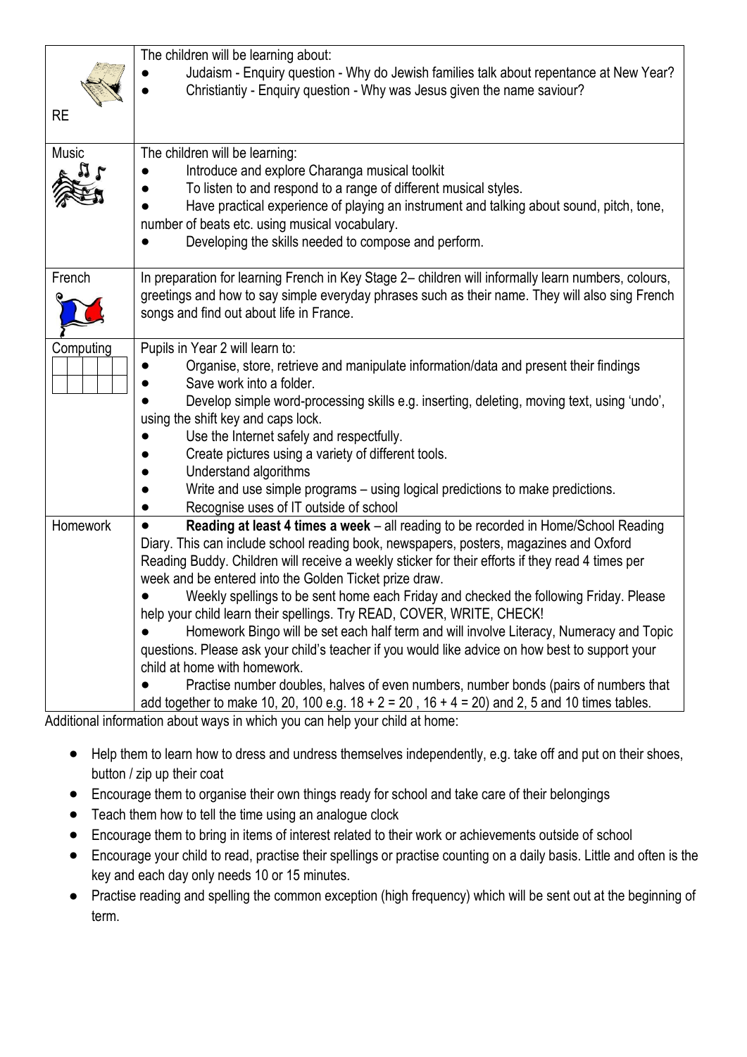| | |
|---|---|
| RE | The children will be learning about:<br>● Judaism - Enquiry question - Why do Jewish families talk about repentance at New Year?<br>● Christiantiy - Enquiry question - Why was Jesus given the name saviour? |
| Music | The children will be learning:<br>● Introduce and explore Charanga musical toolkit<br>● To listen to and respond to a range of different musical styles.<br>● Have practical experience of playing an instrument and talking about sound, pitch, tone, number of beats etc. using musical vocabulary.<br>● Developing the skills needed to compose and perform. |
| French | In preparation for learning French in Key Stage 2– children will informally learn numbers, colours, greetings and how to say simple everyday phrases such as their name. They will also sing French songs and find out about life in France. |
| Computing | Pupils in Year 2 will learn to:<br>● Organise, store, retrieve and manipulate information/data and present their findings<br>● Save work into a folder.<br>● Develop simple word-processing skills e.g. inserting, deleting, moving text, using 'undo', using the shift key and caps lock.<br>● Use the Internet safely and respectfully.<br>● Create pictures using a variety of different tools.<br>● Understand algorithms<br>● Write and use simple programs – using logical predictions to make predictions.<br>● Recognise uses of IT outside of school |
| Homework | ● **Reading at least 4 times a week** – all reading to be recorded in Home/School Reading Diary. This can include school reading book, newspapers, posters, magazines and Oxford Reading Buddy. Children will receive a weekly sticker for their efforts if they read 4 times per week and be entered into the Golden Ticket prize draw.<br>● Weekly spellings to be sent home each Friday and checked the following Friday. Please help your child learn their spellings. Try READ, COVER, WRITE, CHECK!<br>● Homework Bingo will be set each half term and will involve Literacy, Numeracy and Topic questions. Please ask your child's teacher if you would like advice on how best to support your child at home with homework.<br>● Practise number doubles, halves of even numbers, number bonds (pairs of numbers that add together to make 10, 20, 100 e.g. 18 + 2 = 20 , 16 + 4 = 20) and 2, 5 and 10 times tables. |

Additional information about ways in which you can help your child at home:

- Help them to learn how to dress and undress themselves independently, e.g. take off and put on their shoes, button / zip up their coat
- Encourage them to organise their own things ready for school and take care of their belongings
- Teach them how to tell the time using an analogue clock
- Encourage them to bring in items of interest related to their work or achievements outside of school
- Encourage your child to read, practise their spellings or practise counting on a daily basis. Little and often is the key and each day only needs 10 or 15 minutes.
- Practise reading and spelling the common exception (high frequency) which will be sent out at the beginning of term.